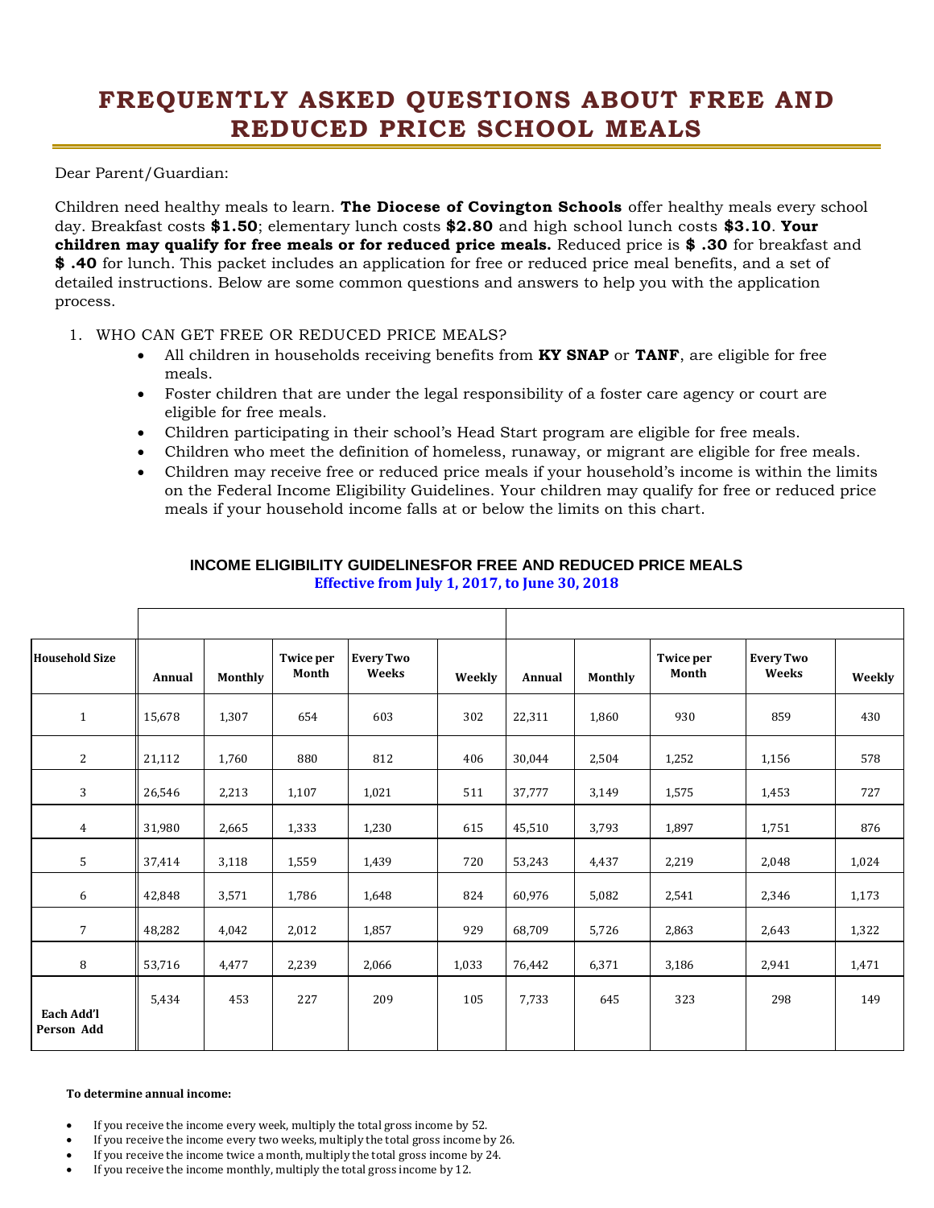# FREQUENTLY ASKED QUESTIONS ABOUT FREE AND REDUCED PRICE SCHOOL MEALS

Dear Parent/Guardian:

Children need healthy meals to learn. **The Diocese of Covington Schools** offer healthy meals every school day. Breakfast costs **$1.50**; elementary lunch costs **$2.80** and high school lunch costs **$3.10**. **Your children may qualify for free meals or for reduced price meals.** Reduced price is **$ .30** for breakfast and **$ .40** for lunch. This packet includes an application for free or reduced price meal benefits, and a set of detailed instructions. Below are some common questions and answers to help you with the application process.

1. WHO CAN GET FREE OR REDUCED PRICE MEALS?
   - All children in households receiving benefits from **KY SNAP** or **TANF**, are eligible for free meals.
   - Foster children that are under the legal responsibility of a foster care agency or court are eligible for free meals.
   - Children participating in their school's Head Start program are eligible for free meals.
   - Children who meet the definition of homeless, runaway, or migrant are eligible for free meals.
   - Children may receive free or reduced price meals if your household's income is within the limits on the Federal Income Eligibility Guidelines. Your children may qualify for free or reduced price meals if your household income falls at or below the limits on this chart.

**INCOME ELIGIBILITY GUIDELINESFOR FREE AND REDUCED PRICE MEALS**
**Effective from July 1, 2017, to June 30, 2018**

| | | | | | | | | | | |
|---|---|---|---|---|---|---|---|---|---|---|
| **Household Size** | **Annual** | **Monthly** | **Twice per Month** | **Every Two Weeks** | **Weekly** | **Annual** | **Monthly** | **Twice per Month** | **Every Two Weeks** | **Weekly** |
| 1 | 15,678 | 1,307 | 654 | 603 | 302 | 22,311 | 1,860 | 930 | 859 | 430 |
| 2 | 21,112 | 1,760 | 880 | 812 | 406 | 30,044 | 2,504 | 1,252 | 1,156 | 578 |
| 3 | 26,546 | 2,213 | 1,107 | 1,021 | 511 | 37,777 | 3,149 | 1,575 | 1,453 | 727 |
| 4 | 31,980 | 2,665 | 1,333 | 1,230 | 615 | 45,510 | 3,793 | 1,897 | 1,751 | 876 |
| 5 | 37,414 | 3,118 | 1,559 | 1,439 | 720 | 53,243 | 4,437 | 2,219 | 2,048 | 1,024 |
| 6 | 42,848 | 3,571 | 1,786 | 1,648 | 824 | 60,976 | 5,082 | 2,541 | 2,346 | 1,173 |
| 7 | 48,282 | 4,042 | 2,012 | 1,857 | 929 | 68,709 | 5,726 | 2,863 | 2,643 | 1,322 |
| 8 | 53,716 | 4,477 | 2,239 | 2,066 | 1,033 | 76,442 | 6,371 | 3,186 | 2,941 | 1,471 |
| **Each Add'l Person Add** | 5,434 | 453 | 227 | 209 | 105 | 7,733 | 645 | 323 | 298 | 149 |

**To determine annual income:**

- If you receive the income every week, multiply the total gross income by 52.
- If you receive the income every two weeks, multiply the total gross income by 26.
- If you receive the income twice a month, multiply the total gross income by 24.
- If you receive the income monthly, multiply the total gross income by 12.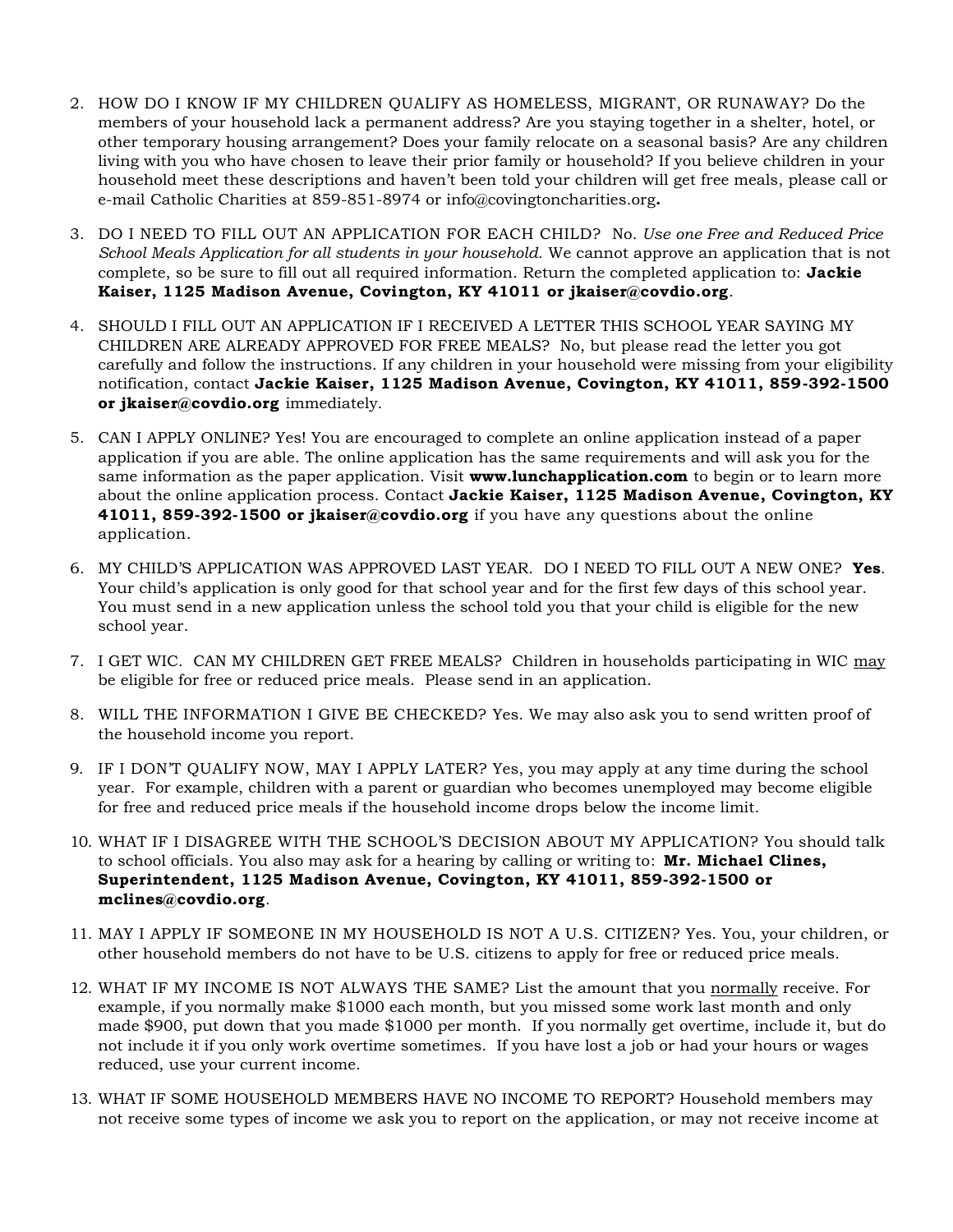2. HOW DO I KNOW IF MY CHILDREN QUALIFY AS HOMELESS, MIGRANT, OR RUNAWAY? Do the members of your household lack a permanent address? Are you staying together in a shelter, hotel, or other temporary housing arrangement? Does your family relocate on a seasonal basis? Are any children living with you who have chosen to leave their prior family or household? If you believe children in your household meet these descriptions and haven't been told your children will get free meals, please call or e-mail Catholic Charities at 859-851-8974 or info@covingtoncharities.org**.**

3. DO I NEED TO FILL OUT AN APPLICATION FOR EACH CHILD? No. *Use one Free and Reduced Price School Meals Application for all students in your household.* We cannot approve an application that is not complete, so be sure to fill out all required information. Return the completed application to: **Jackie Kaiser, 1125 Madison Avenue, Covington, KY 41011 or jkaiser@covdio.org**.

4. SHOULD I FILL OUT AN APPLICATION IF I RECEIVED A LETTER THIS SCHOOL YEAR SAYING MY CHILDREN ARE ALREADY APPROVED FOR FREE MEALS? No, but please read the letter you got carefully and follow the instructions. If any children in your household were missing from your eligibility notification, contact **Jackie Kaiser, 1125 Madison Avenue, Covington, KY 41011, 859-392-1500 or jkaiser@covdio.org** immediately.

5. CAN I APPLY ONLINE? Yes! You are encouraged to complete an online application instead of a paper application if you are able. The online application has the same requirements and will ask you for the same information as the paper application. Visit **www.lunchapplication.com** to begin or to learn more about the online application process. Contact **Jackie Kaiser, 1125 Madison Avenue, Covington, KY 41011, 859-392-1500 or jkaiser@covdio.org** if you have any questions about the online application.

6. MY CHILD'S APPLICATION WAS APPROVED LAST YEAR. DO I NEED TO FILL OUT A NEW ONE? **Yes**. Your child's application is only good for that school year and for the first few days of this school year. You must send in a new application unless the school told you that your child is eligible for the new school year.

7. I GET WIC. CAN MY CHILDREN GET FREE MEALS? Children in households participating in WIC <u>may</u> be eligible for free or reduced price meals. Please send in an application.

8. WILL THE INFORMATION I GIVE BE CHECKED? Yes. We may also ask you to send written proof of the household income you report.

9. IF I DON'T QUALIFY NOW, MAY I APPLY LATER? Yes, you may apply at any time during the school year. For example, children with a parent or guardian who becomes unemployed may become eligible for free and reduced price meals if the household income drops below the income limit.

10. WHAT IF I DISAGREE WITH THE SCHOOL'S DECISION ABOUT MY APPLICATION? You should talk to school officials. You also may ask for a hearing by calling or writing to: **Mr. Michael Clines, Superintendent, 1125 Madison Avenue, Covington, KY 41011, 859-392-1500 or mclines@covdio.org**.

11. MAY I APPLY IF SOMEONE IN MY HOUSEHOLD IS NOT A U.S. CITIZEN? Yes. You, your children, or other household members do not have to be U.S. citizens to apply for free or reduced price meals.

12. WHAT IF MY INCOME IS NOT ALWAYS THE SAME? List the amount that you <u>normally</u> receive. For example, if you normally make $1000 each month, but you missed some work last month and only made $900, put down that you made $1000 per month. If you normally get overtime, include it, but do not include it if you only work overtime sometimes. If you have lost a job or had your hours or wages reduced, use your current income.

13. WHAT IF SOME HOUSEHOLD MEMBERS HAVE NO INCOME TO REPORT? Household members may not receive some types of income we ask you to report on the application, or may not receive income at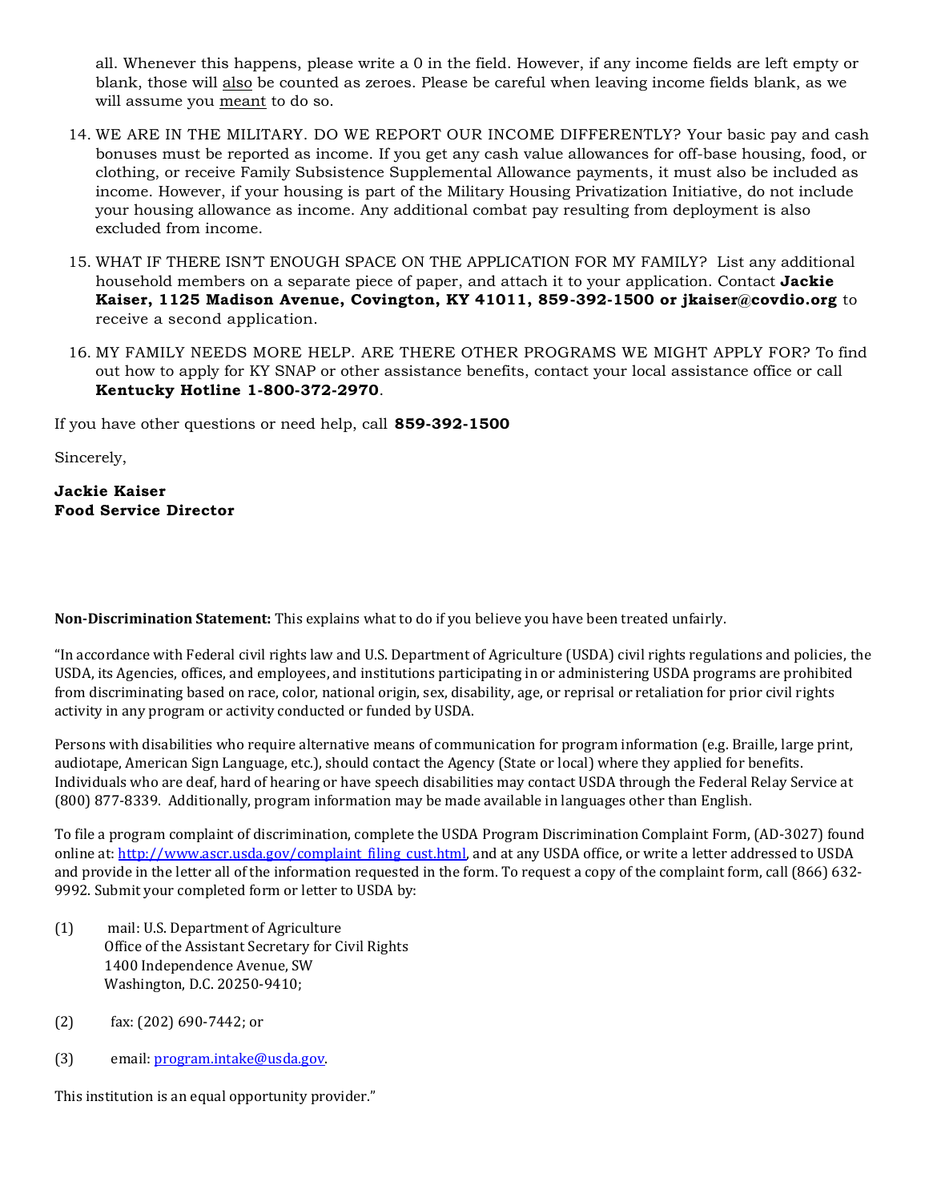all. Whenever this happens, please write a 0 in the field. However, if any income fields are left empty or blank, those will also be counted as zeroes. Please be careful when leaving income fields blank, as we will assume you meant to do so.

14. WE ARE IN THE MILITARY. DO WE REPORT OUR INCOME DIFFERENTLY? Your basic pay and cash bonuses must be reported as income. If you get any cash value allowances for off-base housing, food, or clothing, or receive Family Subsistence Supplemental Allowance payments, it must also be included as income. However, if your housing is part of the Military Housing Privatization Initiative, do not include your housing allowance as income. Any additional combat pay resulting from deployment is also excluded from income.

15. WHAT IF THERE ISN'T ENOUGH SPACE ON THE APPLICATION FOR MY FAMILY? List any additional household members on a separate piece of paper, and attach it to your application. Contact **Jackie Kaiser, 1125 Madison Avenue, Covington, KY 41011, 859-392-1500 or jkaiser@covdio.org** to receive a second application.

16. MY FAMILY NEEDS MORE HELP. ARE THERE OTHER PROGRAMS WE MIGHT APPLY FOR? To find out how to apply for KY SNAP or other assistance benefits, contact your local assistance office or call **Kentucky Hotline 1-800-372-2970**.

If you have other questions or need help, call **859-392-1500**

Sincerely,

**Jackie Kaiser**
**Food Service Director**

**Non-Discrimination Statement:** This explains what to do if you believe you have been treated unfairly.

"In accordance with Federal civil rights law and U.S. Department of Agriculture (USDA) civil rights regulations and policies, the USDA, its Agencies, offices, and employees, and institutions participating in or administering USDA programs are prohibited from discriminating based on race, color, national origin, sex, disability, age, or reprisal or retaliation for prior civil rights activity in any program or activity conducted or funded by USDA.

Persons with disabilities who require alternative means of communication for program information (e.g. Braille, large print, audiotape, American Sign Language, etc.), should contact the Agency (State or local) where they applied for benefits. Individuals who are deaf, hard of hearing or have speech disabilities may contact USDA through the Federal Relay Service at (800) 877-8339. Additionally, program information may be made available in languages other than English.

To file a program complaint of discrimination, complete the USDA Program Discrimination Complaint Form, (AD-3027) found online at: http://www.ascr.usda.gov/complaint_filing_cust.html, and at any USDA office, or write a letter addressed to USDA and provide in the letter all of the information requested in the form. To request a copy of the complaint form, call (866) 632-9992. Submit your completed form or letter to USDA by:

(1) mail: U.S. Department of Agriculture
Office of the Assistant Secretary for Civil Rights
1400 Independence Avenue, SW
Washington, D.C. 20250-9410;

(2) fax: (202) 690-7442; or

(3) email: program.intake@usda.gov.

This institution is an equal opportunity provider."